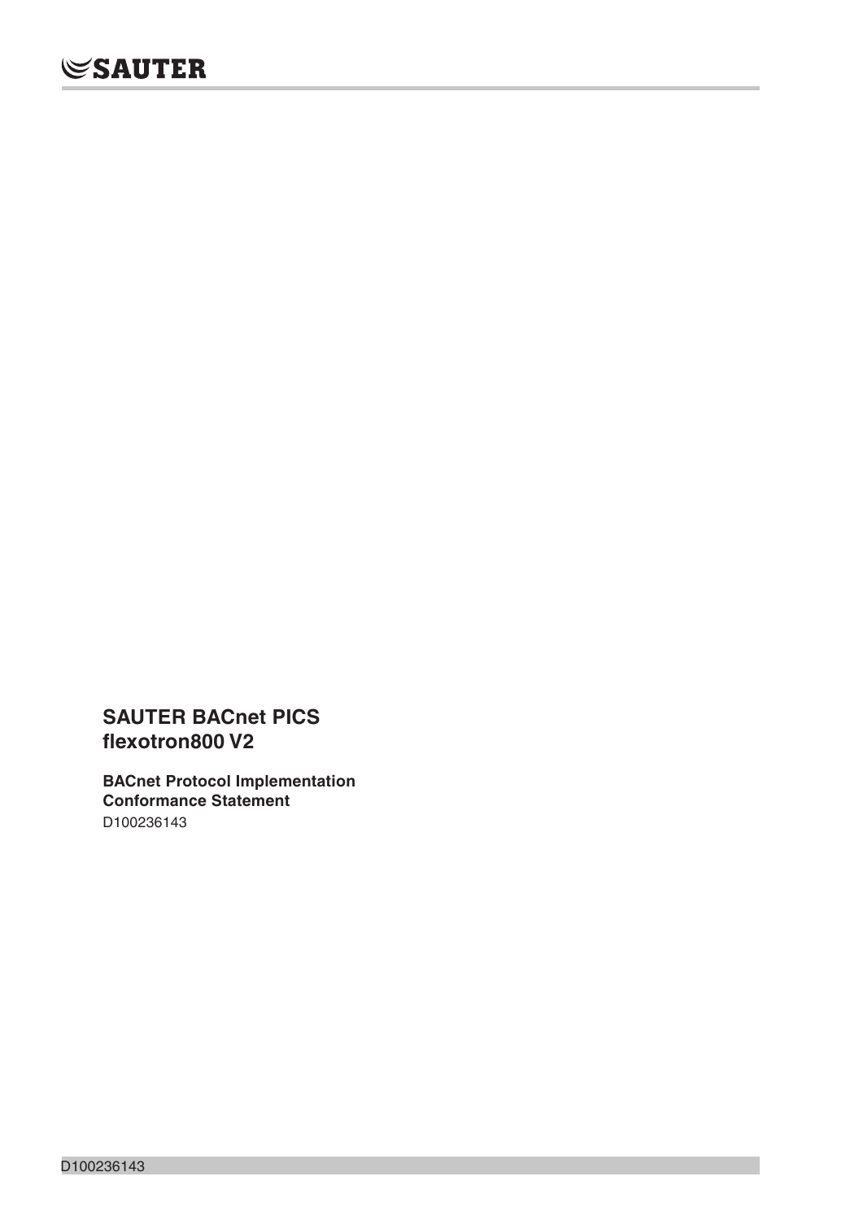SAUTER

# SAUTER BACnet PICS flexotron800 V2

**BACnet Protocol Implementation Conformance Statement**

D100236143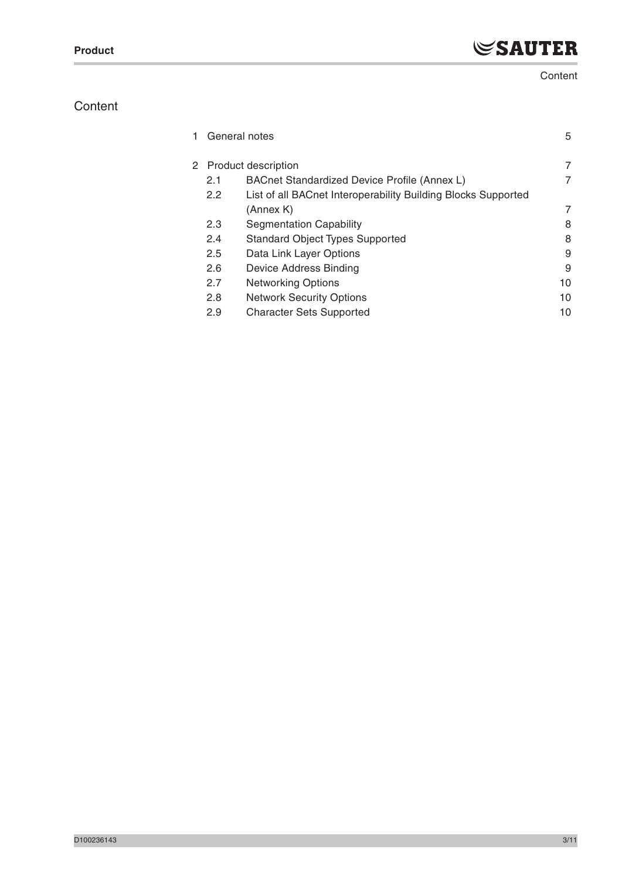# Content

| | | |
|---|---|---|
| 1 | General notes | 5 |
| 2 | Product description | 7 |
| 2.1 | BACnet Standardized Device Profile (Annex L) | 7 |
| 2.2 | List of all BACnet Interoperability Building Blocks Supported (Annex K) | 7 |
| 2.3 | Segmentation Capability | 8 |
| 2.4 | Standard Object Types Supported | 8 |
| 2.5 | Data Link Layer Options | 9 |
| 2.6 | Device Address Binding | 9 |
| 2.7 | Networking Options | 10 |
| 2.8 | Network Security Options | 10 |
| 2.9 | Character Sets Supported | 10 |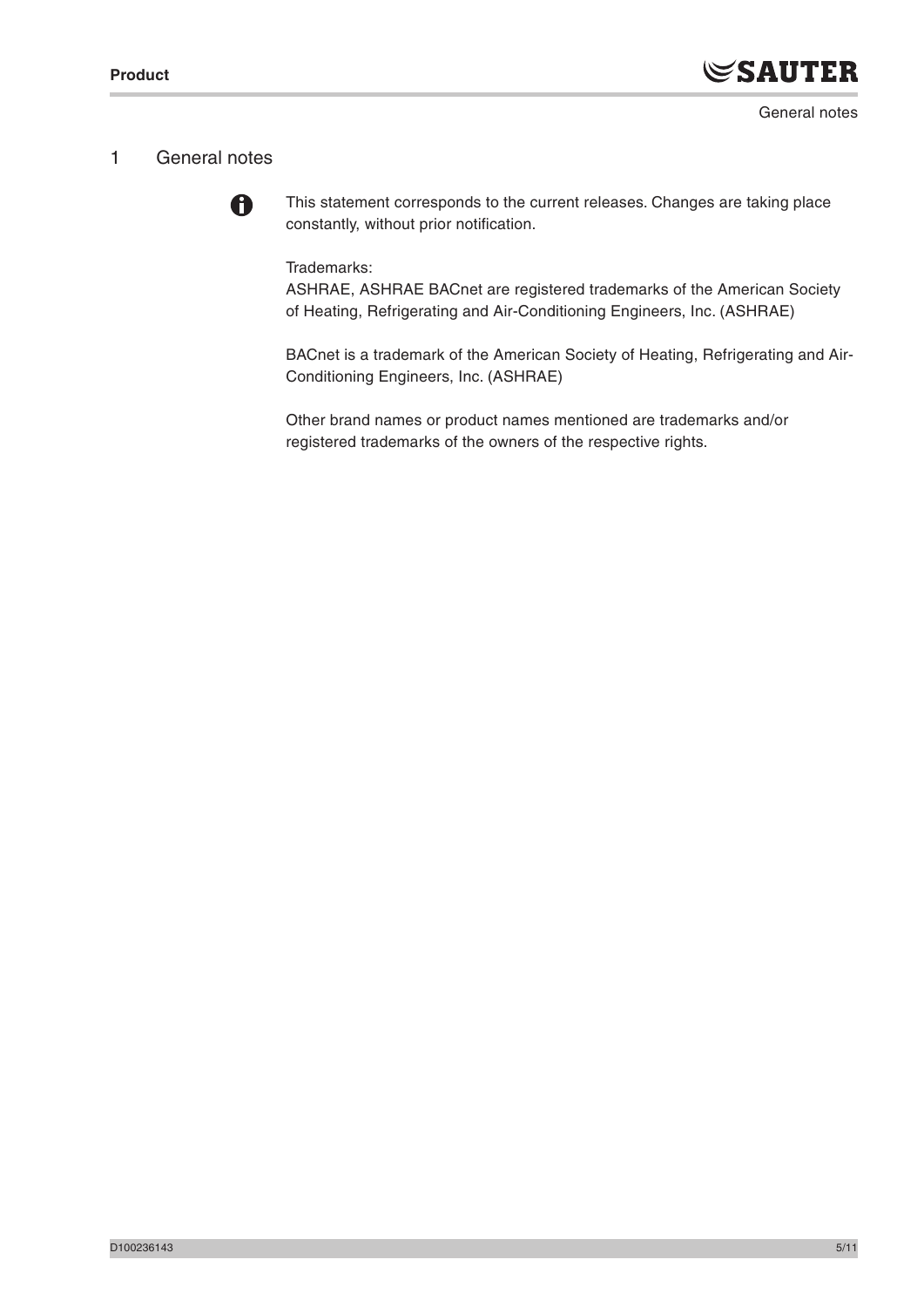# 1 General notes

This statement corresponds to the current releases. Changes are taking place constantly, without prior notification.

Trademarks:
ASHRAE, ASHRAE BACnet are registered trademarks of the American Society of Heating, Refrigerating and Air-Conditioning Engineers, Inc. (ASHRAE)

BACnet is a trademark of the American Society of Heating, Refrigerating and Air-Conditioning Engineers, Inc. (ASHRAE)

Other brand names or product names mentioned are trademarks and/or registered trademarks of the owners of the respective rights.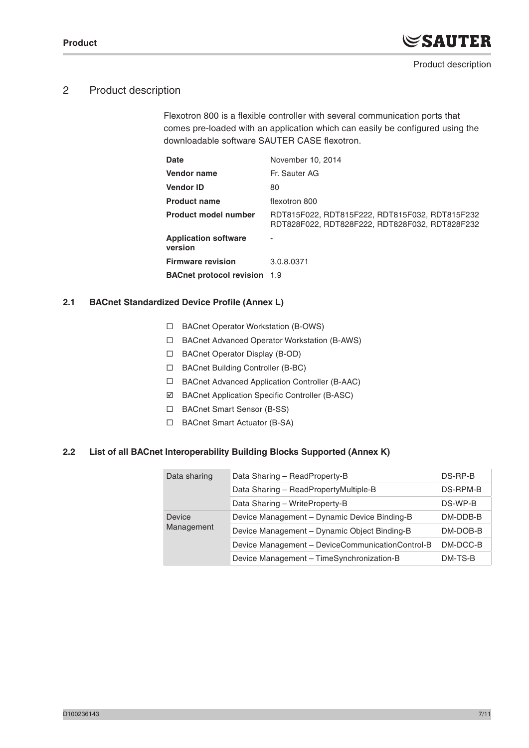# 2 Product description

Flexotron 800 is a flexible controller with several communication ports that comes pre-loaded with an application which can easily be configured using the downloadable software SAUTER CASE flexotron.

| | |
|---|---|
| **Date** | November 10, 2014 |
| **Vendor name** | Fr. Sauter AG |
| **Vendor ID** | 80 |
| **Product name** | flexotron 800 |
| **Product model number** | RDT815F022, RDT815F222, RDT815F032, RDT815F232 RDT828F022, RDT828F222, RDT828F032, RDT828F232 |
| **Application software version** | - |
| **Firmware revision** | 3.0.8.0371 |
| **BACnet protocol revision** | 1.9 |

## 2.1 BACnet Standardized Device Profile (Annex L)

- ☐ BACnet Operator Workstation (B-OWS)
- ☐ BACnet Advanced Operator Workstation (B-AWS)
- ☐ BACnet Operator Display (B-OD)
- ☐ BACnet Building Controller (B-BC)
- ☐ BACnet Advanced Application Controller (B-AAC)
- ☑ BACnet Application Specific Controller (B-ASC)
- ☐ BACnet Smart Sensor (B-SS)
- ☐ BACnet Smart Actuator (B-SA)

## 2.2 List of all BACnet Interoperability Building Blocks Supported (Annex K)

| | | |
|---|---|---|
| Data sharing | Data Sharing – ReadProperty-B | DS-RP-B |
| | Data Sharing – ReadPropertyMultiple-B | DS-RPM-B |
| | Data Sharing – WriteProperty-B | DS-WP-B |
| Device Management | Device Management – Dynamic Device Binding-B | DM-DDB-B |
| | Device Management – Dynamic Object Binding-B | DM-DOB-B |
| | Device Management – DeviceCommunicationControl-B | DM-DCC-B |
| | Device Management – TimeSynchronization-B | DM-TS-B |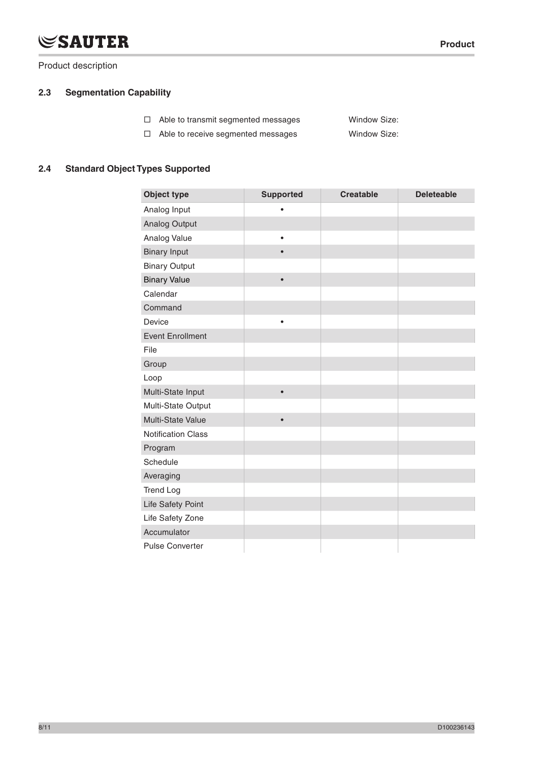Product description

### 2.3 Segmentation Capability

☐ Able to transmit segmented messages Window Size:

☐ Able to receive segmented messages Window Size:

### 2.4 Standard Object Types Supported

| Object type | Supported | Creatable | Deleteable |
|---|---|---|---|
| Analog Input | • | | |
| Analog Output | | | |
| Analog Value | • | | |
| Binary Input | • | | |
| Binary Output | | | |
| Binary Value | • | | |
| Calendar | | | |
| Command | | | |
| Device | • | | |
| Event Enrollment | | | |
| File | | | |
| Group | | | |
| Loop | | | |
| Multi-State Input | • | | |
| Multi-State Output | | | |
| Multi-State Value | • | | |
| Notification Class | | | |
| Program | | | |
| Schedule | | | |
| Averaging | | | |
| Trend Log | | | |
| Life Safety Point | | | |
| Life Safety Zone | | | |
| Accumulator | | | |
| Pulse Converter | | | |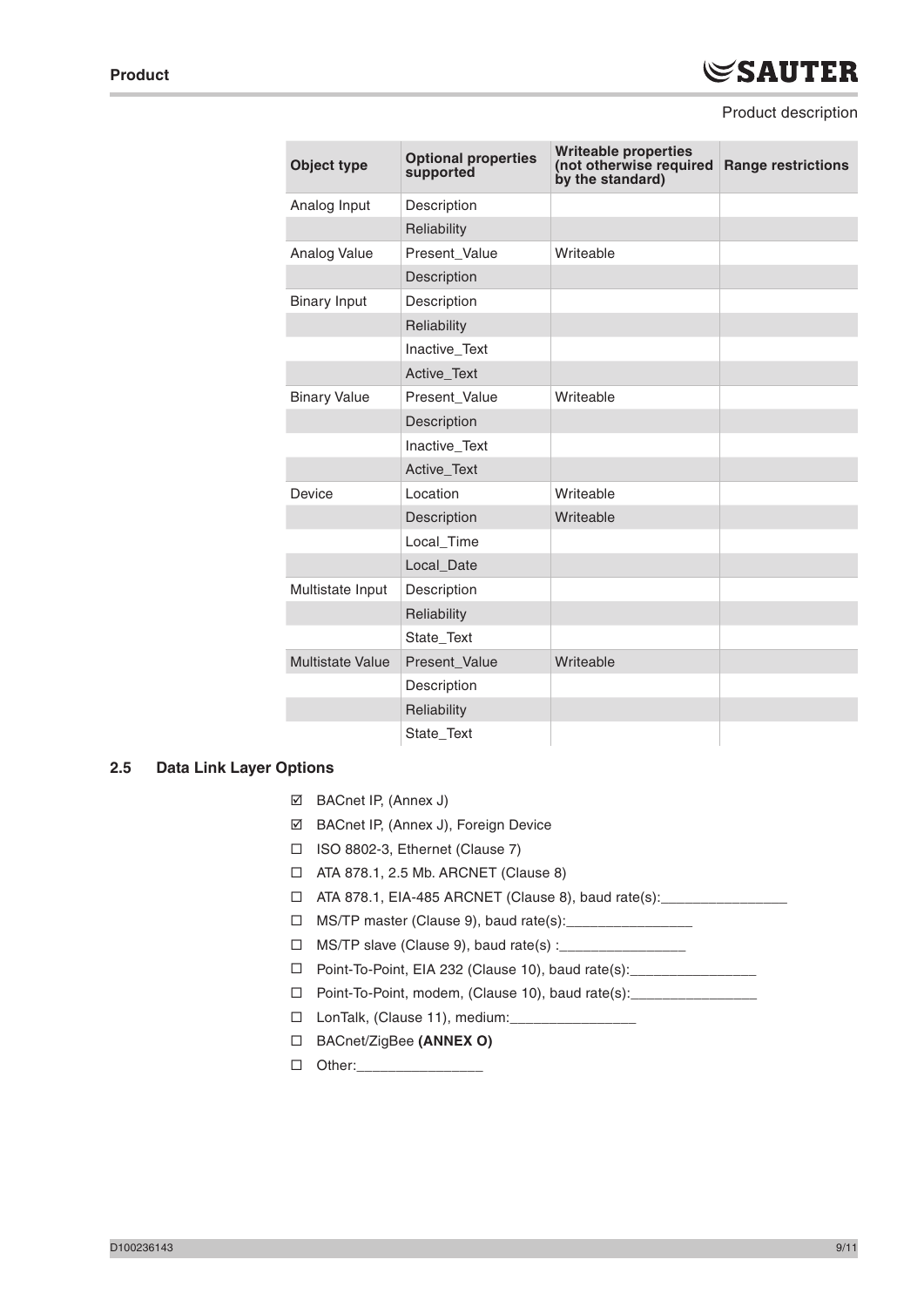| Object type | Optional properties supported | Writeable properties (not otherwise required by the standard) | Range restrictions |
|---|---|---|---|
| Analog Input | Description | | |
| | Reliability | | |
| Analog Value | Present_Value | Writeable | |
| | Description | | |
| Binary Input | Description | | |
| | Reliability | | |
| | Inactive_Text | | |
| | Active_Text | | |
| Binary Value | Present_Value | Writeable | |
| | Description | | |
| | Inactive_Text | | |
| | Active_Text | | |
| Device | Location | Writeable | |
| | Description | Writeable | |
| | Local_Time | | |
| | Local_Date | | |
| Multistate Input | Description | | |
| | Reliability | | |
| | State_Text | | |
| Multistate Value | Present_Value | Writeable | |
| | Description | | |
| | Reliability | | |
| | State_Text | | |

## 2.5 Data Link Layer Options

- ☑ BACnet IP, (Annex J)
- ☑ BACnet IP, (Annex J), Foreign Device
- ☐ ISO 8802-3, Ethernet (Clause 7)
- ☐ ATA 878.1, 2.5 Mb. ARCNET (Clause 8)
- ☐ ATA 878.1, EIA-485 ARCNET (Clause 8), baud rate(s):________________
- ☐ MS/TP master (Clause 9), baud rate(s):________________
- ☐ MS/TP slave (Clause 9), baud rate(s) :________________
- ☐ Point-To-Point, EIA 232 (Clause 10), baud rate(s):________________
- ☐ Point-To-Point, modem, (Clause 10), baud rate(s):________________
- ☐ LonTalk, (Clause 11), medium:________________
- ☐ BACnet/ZigBee **(ANNEX O)**
- ☐ Other:________________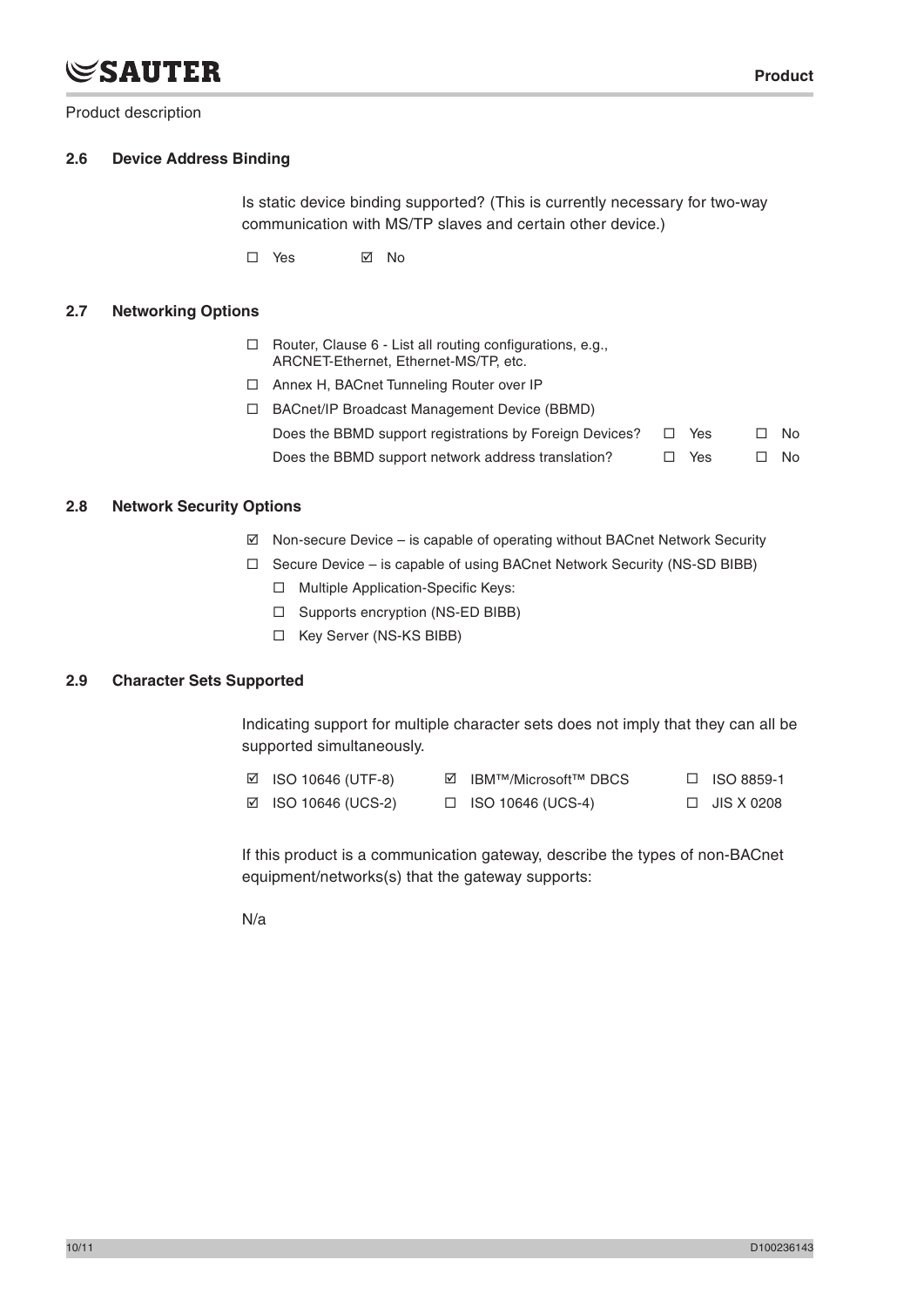### 2.6 Device Address Binding

Is static device binding supported? (This is currently necessary for two-way communication with MS/TP slaves and certain other device.)

☐ Yes ☑ No

### 2.7 Networking Options

- ☐ Router, Clause 6 - List all routing configurations, e.g., ARCNET-Ethernet, Ethernet-MS/TP, etc.
- ☐ Annex H, BACnet Tunneling Router over IP
- ☐ BACnet/IP Broadcast Management Device (BBMD)

| | | |
|---|---|---|
| Does the BBMD support registrations by Foreign Devices? | ☐ Yes | ☐ No |
| Does the BBMD support network address translation? | ☐ Yes | ☐ No |

### 2.8 Network Security Options

- ☑ Non-secure Device – is capable of operating without BACnet Network Security
- ☐ Secure Device – is capable of using BACnet Network Security (NS-SD BIBB)
  - ☐ Multiple Application-Specific Keys:
  - ☐ Supports encryption (NS-ED BIBB)
  - ☐ Key Server (NS-KS BIBB)

### 2.9 Character Sets Supported

Indicating support for multiple character sets does not imply that they can all be supported simultaneously.

| | | |
|---|---|---|
| ☑ ISO 10646 (UTF-8) | ☑ IBM™/Microsoft™ DBCS | ☐ ISO 8859-1 |
| ☑ ISO 10646 (UCS-2) | ☐ ISO 10646 (UCS-4) | ☐ JIS X 0208 |

If this product is a communication gateway, describe the types of non-BACnet equipment/networks(s) that the gateway supports:

N/a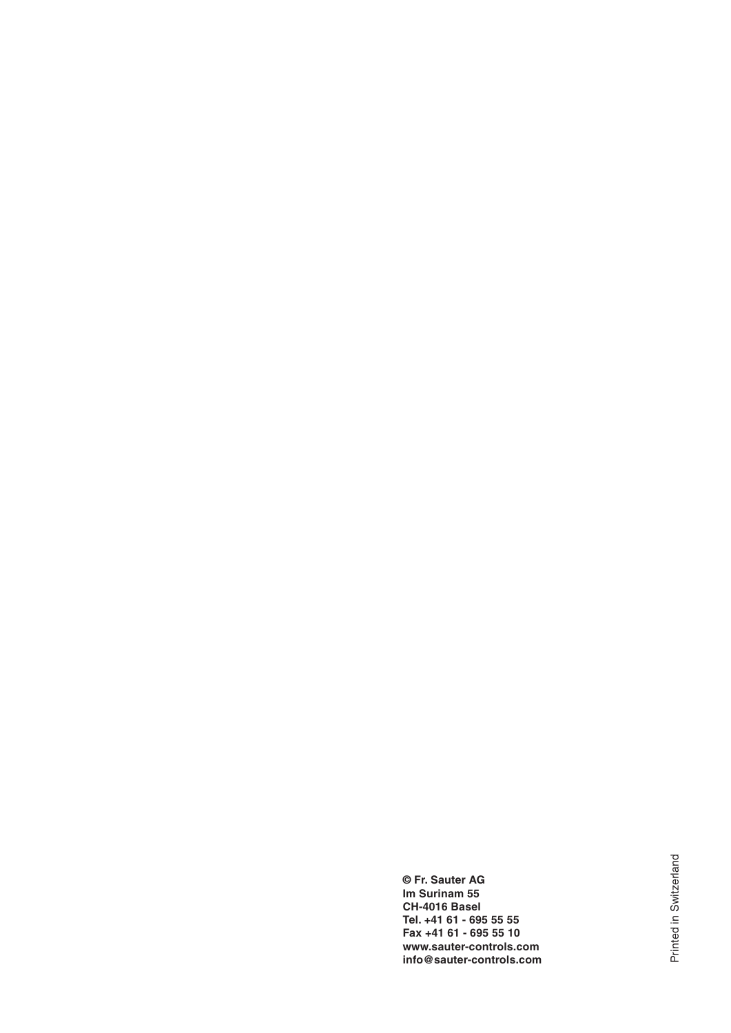**© Fr. Sauter AG**
**Im Surinam 55**
**CH-4016 Basel**
**Tel. +41 61 - 695 55 55**
**Fax +41 61 - 695 55 10**
**www.sauter-controls.com**
**info@sauter-controls.com**

Printed in Switzerland